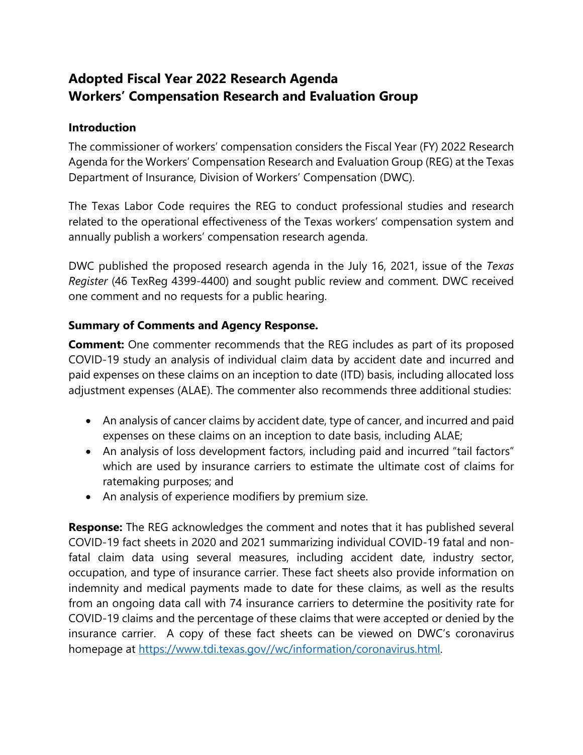# Adopted Fiscal Year 2022 Research Agenda
# Workers' Compensation Research and Evaluation Group

## Introduction

The commissioner of workers' compensation considers the Fiscal Year (FY) 2022 Research Agenda for the Workers' Compensation Research and Evaluation Group (REG) at the Texas Department of Insurance, Division of Workers' Compensation (DWC).

The Texas Labor Code requires the REG to conduct professional studies and research related to the operational effectiveness of the Texas workers' compensation system and annually publish a workers' compensation research agenda.

DWC published the proposed research agenda in the July 16, 2021, issue of the *Texas Register* (46 TexReg 4399-4400) and sought public review and comment. DWC received one comment and no requests for a public hearing.

## Summary of Comments and Agency Response.

**Comment:** One commenter recommends that the REG includes as part of its proposed COVID-19 study an analysis of individual claim data by accident date and incurred and paid expenses on these claims on an inception to date (ITD) basis, including allocated loss adjustment expenses (ALAE). The commenter also recommends three additional studies:

- An analysis of cancer claims by accident date, type of cancer, and incurred and paid expenses on these claims on an inception to date basis, including ALAE;
- An analysis of loss development factors, including paid and incurred "tail factors" which are used by insurance carriers to estimate the ultimate cost of claims for ratemaking purposes; and
- An analysis of experience modifiers by premium size.

**Response:** The REG acknowledges the comment and notes that it has published several COVID-19 fact sheets in 2020 and 2021 summarizing individual COVID-19 fatal and non-fatal claim data using several measures, including accident date, industry sector, occupation, and type of insurance carrier. These fact sheets also provide information on indemnity and medical payments made to date for these claims, as well as the results from an ongoing data call with 74 insurance carriers to determine the positivity rate for COVID-19 claims and the percentage of these claims that were accepted or denied by the insurance carrier. A copy of these fact sheets can be viewed on DWC's coronavirus homepage at [https://www.tdi.texas.gov//wc/information/coronavirus.html](https://www.tdi.texas.gov//wc/information/coronavirus.html).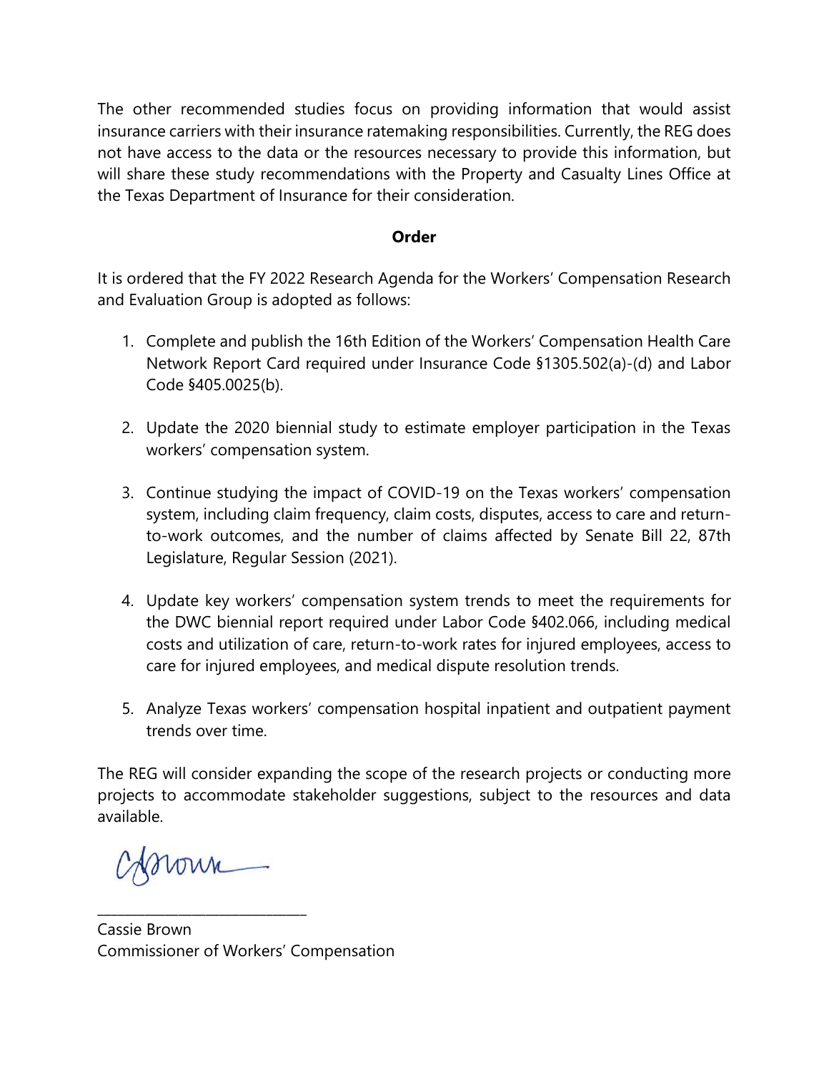The other recommended studies focus on providing information that would assist insurance carriers with their insurance ratemaking responsibilities. Currently, the REG does not have access to the data or the resources necessary to provide this information, but will share these study recommendations with the Property and Casualty Lines Office at the Texas Department of Insurance for their consideration.

**Order**

It is ordered that the FY 2022 Research Agenda for the Workers' Compensation Research and Evaluation Group is adopted as follows:

1. Complete and publish the 16th Edition of the Workers' Compensation Health Care Network Report Card required under Insurance Code §1305.502(a)-(d) and Labor Code §405.0025(b).

2. Update the 2020 biennial study to estimate employer participation in the Texas workers' compensation system.

3. Continue studying the impact of COVID-19 on the Texas workers' compensation system, including claim frequency, claim costs, disputes, access to care and return-to-work outcomes, and the number of claims affected by Senate Bill 22, 87th Legislature, Regular Session (2021).

4. Update key workers' compensation system trends to meet the requirements for the DWC biennial report required under Labor Code §402.066, including medical costs and utilization of care, return-to-work rates for injured employees, access to care for injured employees, and medical dispute resolution trends.

5. Analyze Texas workers' compensation hospital inpatient and outpatient payment trends over time.

The REG will consider expanding the scope of the research projects or conducting more projects to accommodate stakeholder suggestions, subject to the resources and data available.

\_\_\_\_\_\_\_\_\_\_\_\_\_\_\_\_\_\_\_\_\_\_\_\_\_\_\_\_\_\_

Cassie Brown
Commissioner of Workers' Compensation